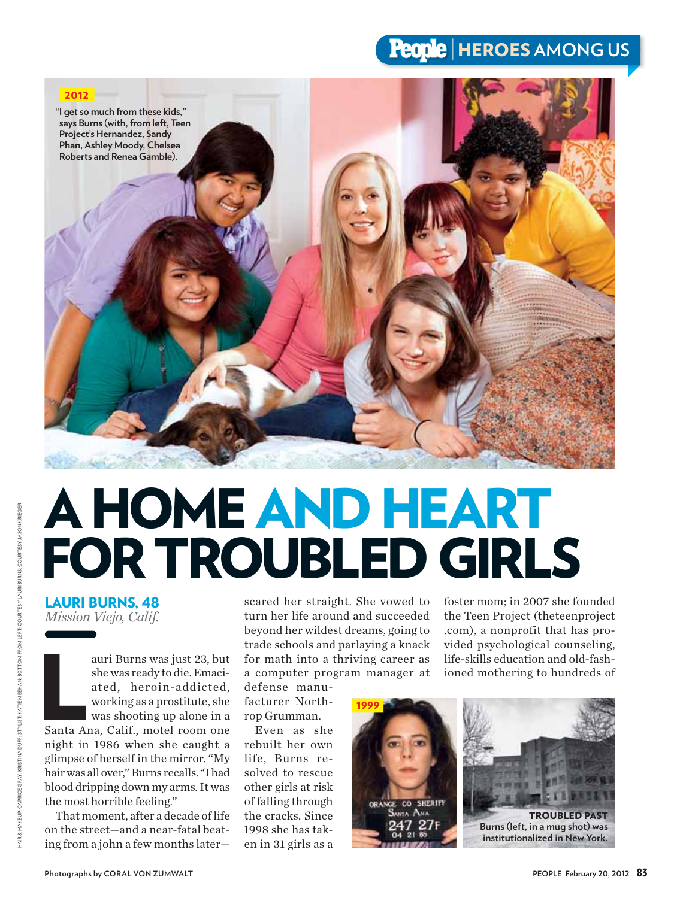**People | HEROES AMONG US**

2012

"I get so much from these kids," says Burns (with, from left, Teen Project's Hernandez, Sandy Phan, Ashley Moody, Chelsea Roberts and Renea Gamble).

# A HOME AND HEART FOR TROUBLED GIRLS

## LAURI BURNS, 48
*Mission Viejo, Calif.*

Lauri Burns was just 23, but she was ready to die. Emaciated, heroin-addicted, working as a prostitute, she was shooting up alone in a Santa Ana, Calif., motel room one night in 1986 when she caught a glimpse of herself in the mirror. "My hair was all over," Burns recalls. "I had blood dripping down my arms. It was the most horrible feeling."

That moment, after a decade of life on the street—and a near-fatal beating from a john a few months later—scared her straight. She vowed to turn her life around and succeeded beyond her wildest dreams, going to trade schools and parlaying a knack for math into a thriving career as a computer program manager at defense manufacturer Northrop Grumman.

Even as she rebuilt her own life, Burns resolved to rescue other girls at risk of falling through the cracks. Since 1998 she has taken in 31 girls as a foster mom; in 2007 she founded the Teen Project (theteenproject.com), a nonprofit that has provided psychological counseling, life-skills education and old-fashioned mothering to hundreds of

1999

ORANGE CO SHERIFF
SANTA ANA
247 27F
04 21 85

**TROUBLED PAST**
Burns (left, in a mug shot) was institutionalized in New York.

HAIR & MAKEUP: CAPRICE GRAY; KRISTINA DUFF; STYLIST: KATIE MEEHAN. BOTTOM FROM LEFT: COURTESY LAURI BURNS; COURTESY JASON KRIEGER

Photographs by CORAL VON ZUMWALT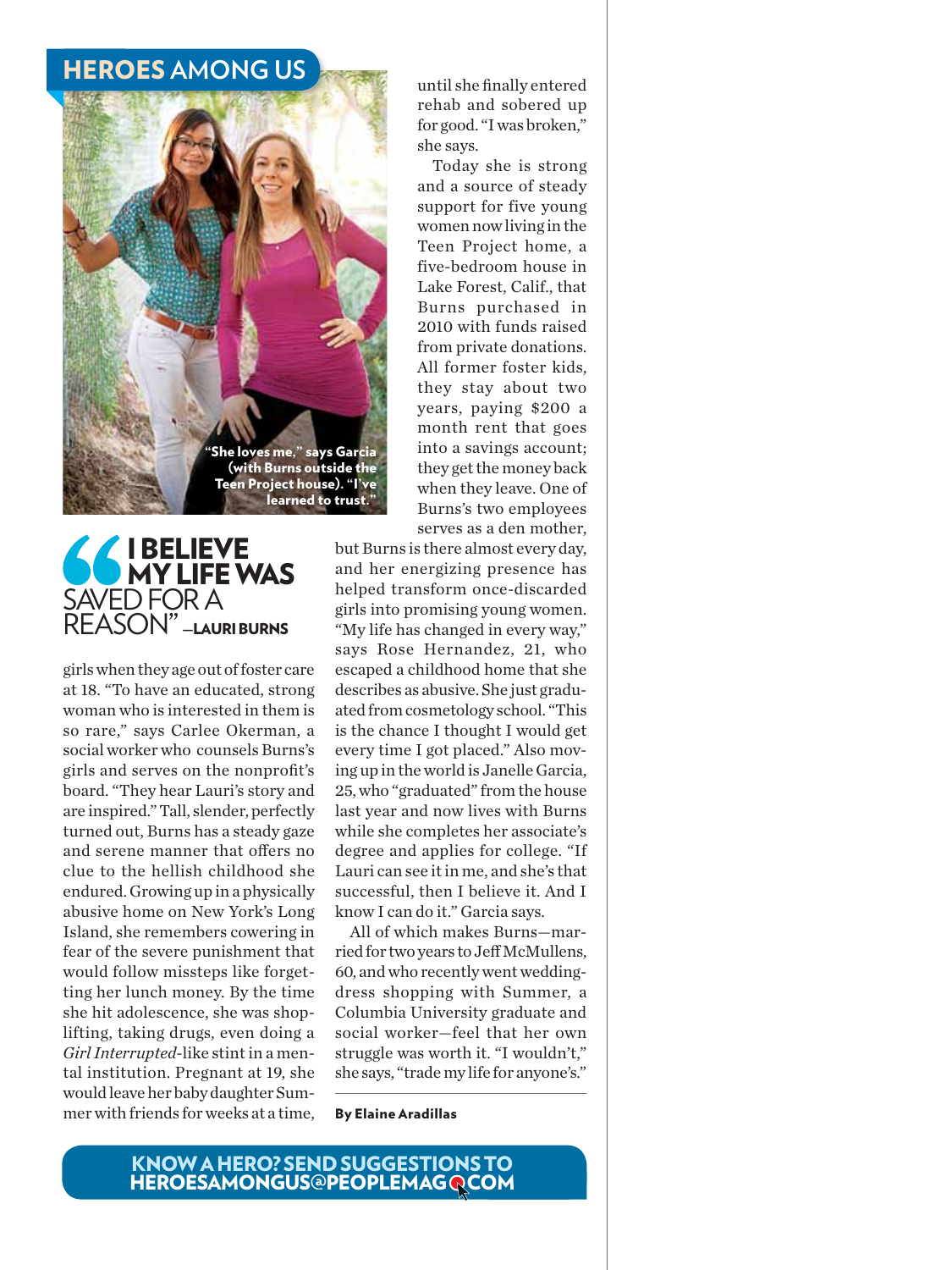## HEROES AMONG US

"She loves me," says Garcia (with Burns outside the Teen Project house). "I've learned to trust."

> **I BELIEVE MY LIFE WAS** SAVED FOR A REASON" —**LAURI BURNS**

girls when they age out of foster care at 18. "To have an educated, strong woman who is interested in them is so rare," says Carlee Okerman, a social worker who counsels Burns's girls and serves on the nonprofit's board. "They hear Lauri's story and are inspired." Tall, slender, perfectly turned out, Burns has a steady gaze and serene manner that offers no clue to the hellish childhood she endured. Growing up in a physically abusive home on New York's Long Island, she remembers cowering in fear of the severe punishment that would follow missteps like forgetting her lunch money. By the time she hit adolescence, she was shoplifting, taking drugs, even doing a *Girl Interrupted*-like stint in a mental institution. Pregnant at 19, she would leave her baby daughter Summer with friends for weeks at a time, until she finally entered rehab and sobered up for good. "I was broken," she says.

Today she is strong and a source of steady support for five young women now living in the Teen Project home, a five-bedroom house in Lake Forest, Calif., that Burns purchased in 2010 with funds raised from private donations. All former foster kids, they stay about two years, paying $200 a month rent that goes into a savings account; they get the money back when they leave. One of Burns's two employees serves as a den mother, but Burns is there almost every day, and her energizing presence has helped transform once-discarded girls into promising young women. "My life has changed in every way," says Rose Hernandez, 21, who escaped a childhood home that she describes as abusive. She just graduated from cosmetology school. "This is the chance I thought I would get every time I got placed." Also moving up in the world is Janelle Garcia, 25, who "graduated" from the house last year and now lives with Burns while she completes her associate's degree and applies for college. "If Lauri can see it in me, and she's that successful, then I believe it. And I know I can do it." Garcia says.

All of which makes Burns—married for two years to Jeff McMullens, 60, and who recently went wedding-dress shopping with Summer, a Columbia University graduate and social worker—feel that her own struggle was worth it. "I wouldn't," she says, "trade my life for anyone's."

**By Elaine Aradillas**

**KNOW A HERO? SEND SUGGESTIONS TO HEROESAMONGUS@PEOPLEMAG.COM**